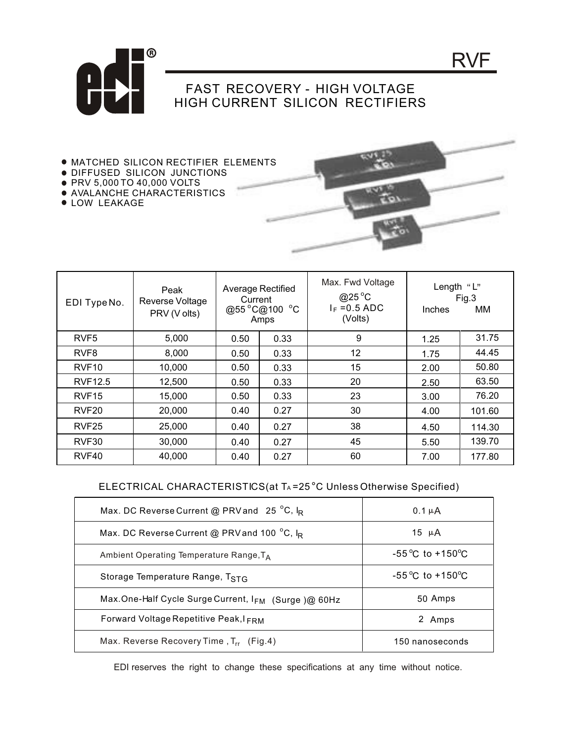# RVF

## FAST RECOVERY - HIGH VOLTAGE HIGH CURRENT SILICON RECTIFIERS

- MATCHED SILICON RECTIFIER ELEMENTS
- DIFFUSED SILICON JUNCTIONS
- PRV 5,000 TO 40,000 VOLTS
- AVALANCHE CHARACTERISTICS
- LOW LEAKAGE

| EDI Type No. | Peak Reverse Voltage PRV (Volts) | Average Rectified Current Amps @55 °C | @100 °C | Max. Fwd Voltage @25 °C $I_F$ =0.5 ADC (Volts) | Length "L" Fig.3 Inches | MM |
|---|---|---|---|---|---|---|
| RVF5 | 5,000 | 0.50 | 0.33 | 9 | 1.25 | 31.75 |
| RVF8 | 8,000 | 0.50 | 0.33 | 12 | 1.75 | 44.45 |
| RVF10 | 10,000 | 0.50 | 0.33 | 15 | 2.00 | 50.80 |
| RVF12.5 | 12,500 | 0.50 | 0.33 | 20 | 2.50 | 63.50 |
| RVF15 | 15,000 | 0.50 | 0.33 | 23 | 3.00 | 76.20 |
| RVF20 | 20,000 | 0.40 | 0.27 | 30 | 4.00 | 101.60 |
| RVF25 | 25,000 | 0.40 | 0.27 | 38 | 4.50 | 114.30 |
| RVF30 | 30,000 | 0.40 | 0.27 | 45 | 5.50 | 139.70 |
| RVF40 | 40,000 | 0.40 | 0.27 | 60 | 7.00 | 177.80 |

ELECTRICAL CHARACTERISTICS(at $T_A$ =25 °C Unless Otherwise Specified)

| Parameter | Value |
|---|---|
| Max. DC Reverse Current @ PRV and 25 °C, $I_R$ | 0.1 µA |
| Max. DC Reverse Current @ PRV and 100 °C, $I_R$ | 15 µA |
| Ambient Operating Temperature Range, $T_A$ | -55 °C to +150 °C |
| Storage Temperature Range, $T_{STG}$ | -55 °C to +150 °C |
| Max. One-Half Cycle Surge Current, $I_{FM}$ (Surge) @ 60Hz | 50 Amps |
| Forward Voltage Repetitive Peak, $I_{FRM}$ | 2 Amps |
| Max. Reverse Recovery Time, $T_{rr}$ (Fig.4) | 150 nanoseconds |

EDI reserves the right to change these specifications at any time without notice.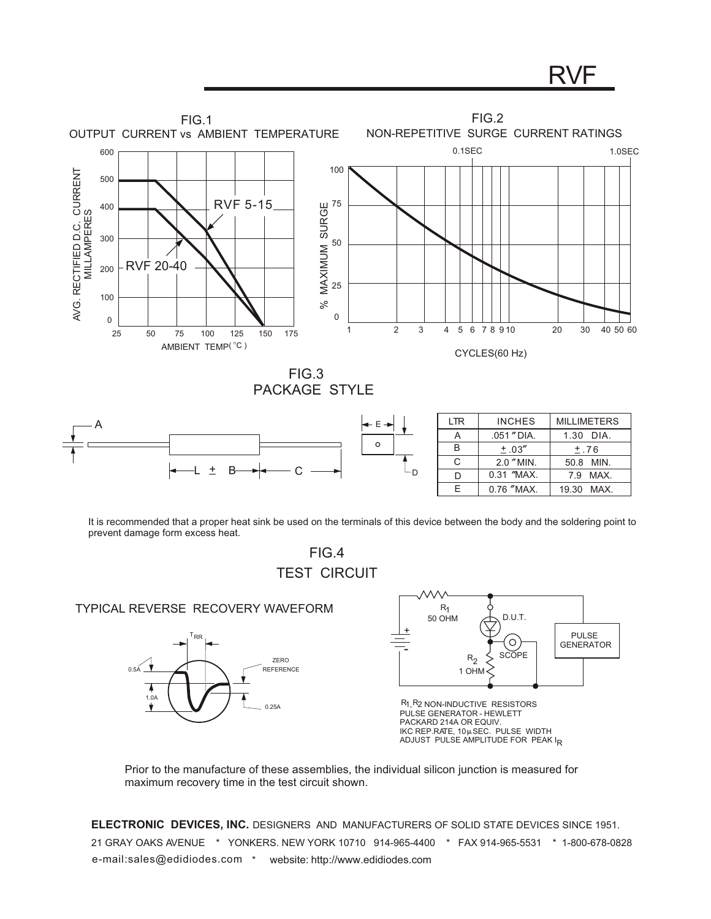# RVF

FIG.1
OUTPUT CURRENT vs AMBIENT TEMPERATURE

AVG. RECTIFIED D.C. CURRENT MILLAMPERES

600
500
400
300
200
100
0

25 50 75 100 125 150 175

AMBIENT TEMP( °C )

RVF 5-15
RVF 20-40

FIG.2
NON-REPETITIVE SURGE CURRENT RATINGS

0.1SEC
1.0SEC

% MAXIMUM SURGE

100
75
50
25
0

1 2 3 4 5 6 7 8 9 10 20 30 40 50 60

CYCLES(60 Hz)

FIG.3
PACKAGE STYLE

A
L ± B
C
E
D

| LTR | INCHES | MILLIMETERS |
|---|---|---|
| A | .051 ″ DIA. | 1.30 DIA. |
| B | ± .03″ | ± .76 |
| C | 2.0 ″ MIN. | 50.8 MIN. |
| D | 0.31 ″MAX. | 7.9 MAX. |
| E | 0.76 ″MAX. | 19.30 MAX. |

It is recommended that a proper heat sink be used on the terminals of this device between the body and the soldering point to prevent damage form excess heat.

FIG.4
TEST CIRCUIT

TYPICAL REVERSE RECOVERY WAVEFORM

$T_{RR}$
0.5A
1.0A
ZERO REFERENCE
0.25A

$R_1$ 50 OHM
D.U.T.
PULSE GENERATOR
SCOPE
$R_2$ 1 OHM
+
-

$R_1$, $R_2$ NON-INDUCTIVE RESISTORS
PULSE GENERATOR - HEWLETT PACKARD 214A OR EQUIV.
IKC REP.RATE, 10μSEC. PULSE WIDTH
ADJUST PULSE AMPLITUDE FOR PEAK $I_R$

Prior to the manufacture of these assemblies, the individual silicon junction is measured for maximum recovery time in the test circuit shown.

**ELECTRONIC DEVICES, INC.** DESIGNERS AND MANUFACTURERS OF SOLID STATE DEVICES SINCE 1951.
21 GRAY OAKS AVENUE * YONKERS. NEW YORK 10710 914-965-4400 * FAX 914-965-5531 * 1-800-678-0828
e-mail:sales@edidiodes.com * website: http://www.edidiodes.com